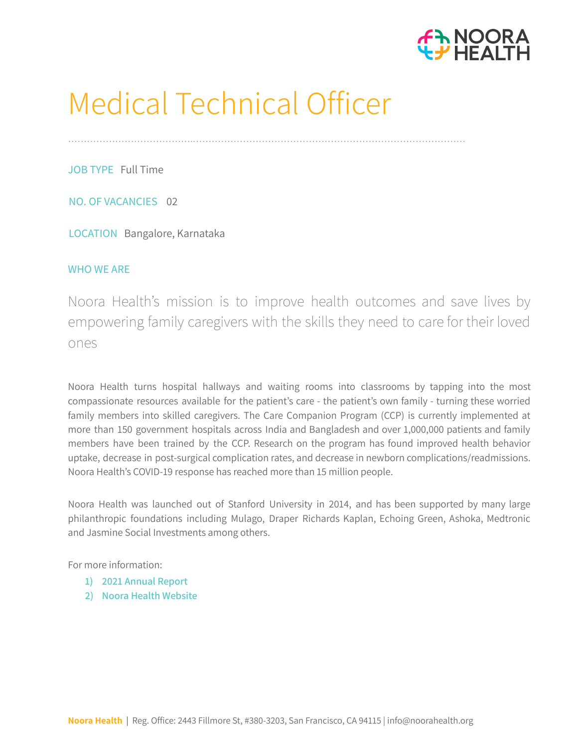# Medical Technical Officer

**JOB TYPE** Full Time

**NO. OF VACANCIES** 02

**LOCATION** Bangalore, Karnataka

## WHO WE ARE

Noora Health's mission is to improve health outcomes and save lives by empowering family caregivers with the skills they need to care for their loved ones

Noora Health turns hospital hallways and waiting rooms into classrooms by tapping into the most compassionate resources available for the patient's care - the patient's own family - turning these worried family members into skilled caregivers. The Care Companion Program (CCP) is currently implemented at more than 150 government hospitals across India and Bangladesh and over 1,000,000 patients and family members have been trained by the CCP. Research on the program has found improved health behavior uptake, decrease in post-surgical complication rates, and decrease in newborn complications/readmissions. Noora Health's COVID-19 response has reached more than 15 million people.

Noora Health was launched out of Stanford University in 2014, and has been supported by many large philanthropic foundations including Mulago, Draper Richards Kaplan, Echoing Green, Ashoka, Medtronic and Jasmine Social Investments among others.

For more information:

1) 2021 Annual Report
2) Noora Health Website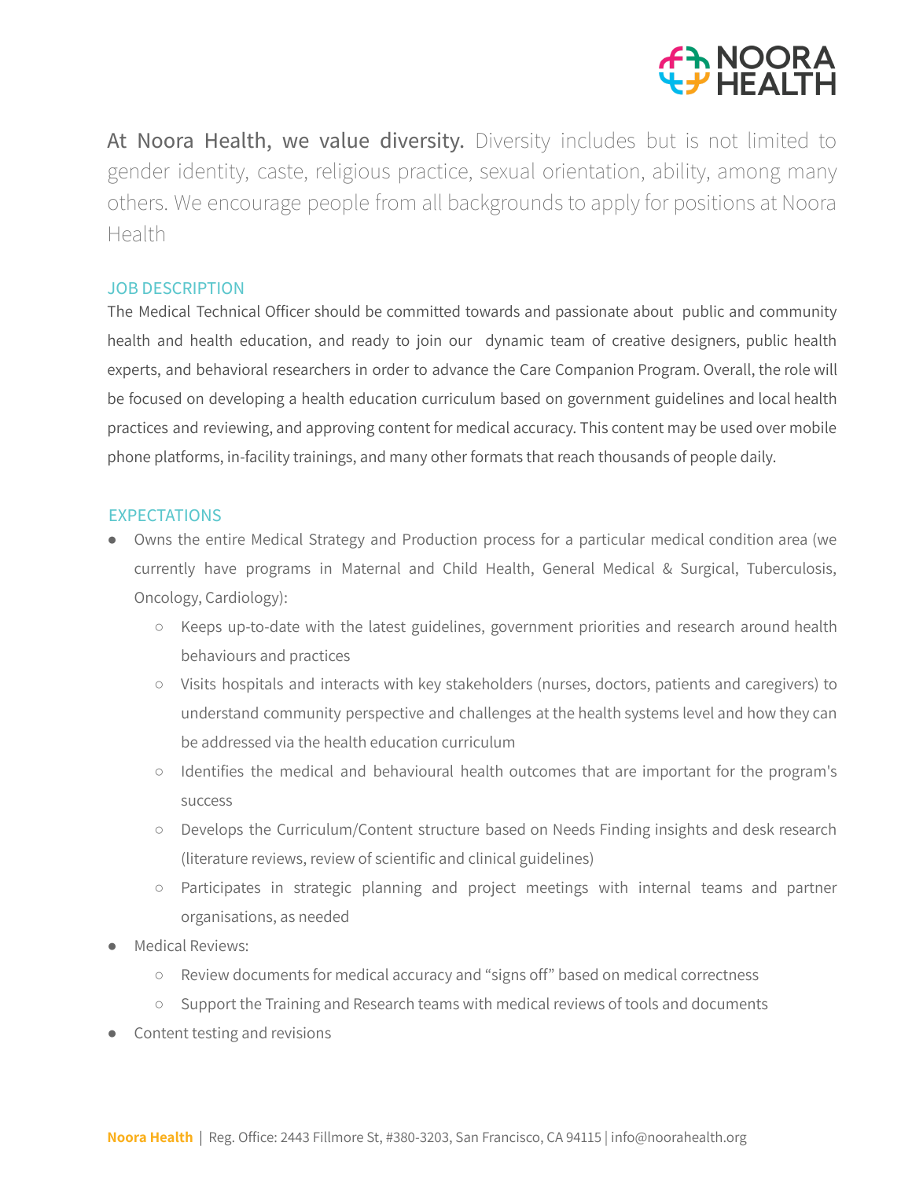At Noora Health, we value diversity. Diversity includes but is not limited to gender identity, caste, religious practice, sexual orientation, ability, among many others. We encourage people from all backgrounds to apply for positions at Noora Health

## JOB DESCRIPTION

The Medical Technical Officer should be committed towards and passionate about public and community health and health education, and ready to join our dynamic team of creative designers, public health experts, and behavioral researchers in order to advance the Care Companion Program. Overall, the role will be focused on developing a health education curriculum based on government guidelines and local health practices and reviewing, and approving content for medical accuracy. This content may be used over mobile phone platforms, in-facility trainings, and many other formats that reach thousands of people daily.

## EXPECTATIONS

- Owns the entire Medical Strategy and Production process for a particular medical condition area (we currently have programs in Maternal and Child Health, General Medical & Surgical, Tuberculosis, Oncology, Cardiology):
  - Keeps up-to-date with the latest guidelines, government priorities and research around health behaviours and practices
  - Visits hospitals and interacts with key stakeholders (nurses, doctors, patients and caregivers) to understand community perspective and challenges at the health systems level and how they can be addressed via the health education curriculum
  - Identifies the medical and behavioural health outcomes that are important for the program's success
  - Develops the Curriculum/Content structure based on Needs Finding insights and desk research (literature reviews, review of scientific and clinical guidelines)
  - Participates in strategic planning and project meetings with internal teams and partner organisations, as needed
- Medical Reviews:
  - Review documents for medical accuracy and "signs off" based on medical correctness
  - Support the Training and Research teams with medical reviews of tools and documents
- Content testing and revisions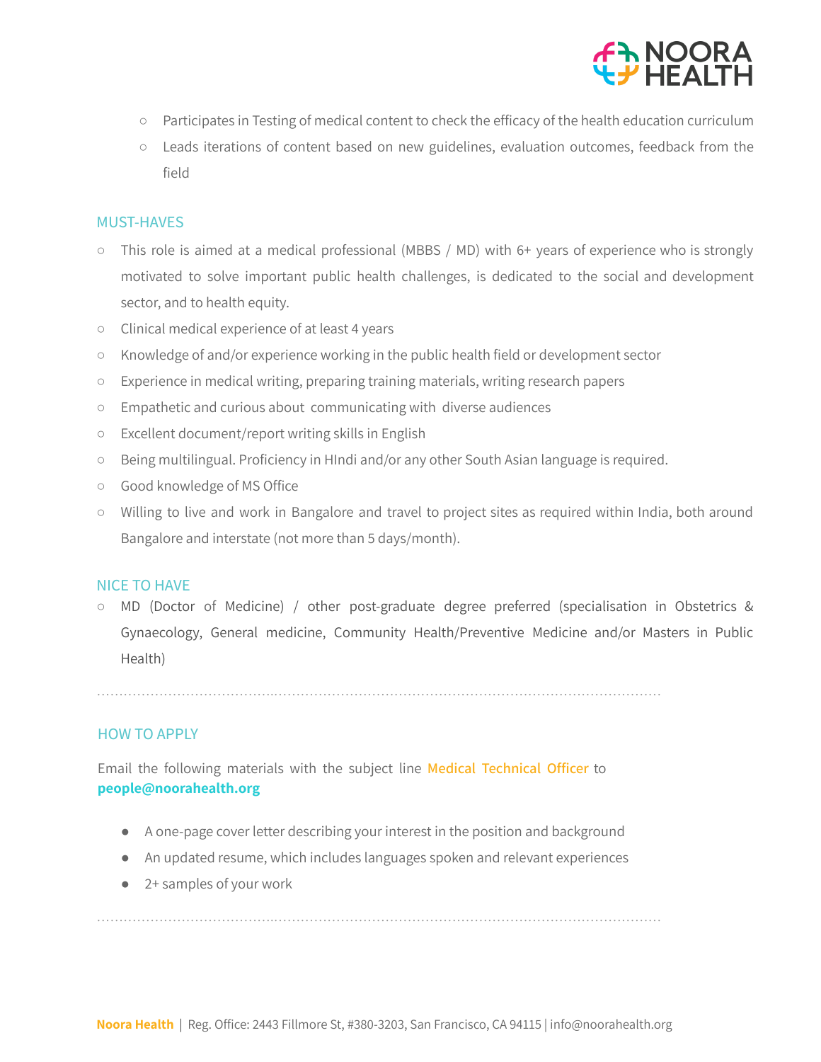- Participates in Testing of medical content to check the efficacy of the health education curriculum
- Leads iterations of content based on new guidelines, evaluation outcomes, feedback from the field

## MUST-HAVES

- This role is aimed at a medical professional (MBBS / MD) with 6+ years of experience who is strongly motivated to solve important public health challenges, is dedicated to the social and development sector, and to health equity.
- Clinical medical experience of at least 4 years
- Knowledge of and/or experience working in the public health field or development sector
- Experience in medical writing, preparing training materials, writing research papers
- Empathetic and curious about communicating with diverse audiences
- Excellent document/report writing skills in English
- Being multilingual. Proficiency in HIndi and/or any other South Asian language is required.
- Good knowledge of MS Office
- Willing to live and work in Bangalore and travel to project sites as required within India, both around Bangalore and interstate (not more than 5 days/month).

## NICE TO HAVE

- MD (Doctor of Medicine) / other post-graduate degree preferred (specialisation in Obstetrics & Gynaecology, General medicine, Community Health/Preventive Medicine and/or Masters in Public Health)

---

## HOW TO APPLY

Email the following materials with the subject line Medical Technical Officer to **people@noorahealth.org**

- A one-page cover letter describing your interest in the position and background
- An updated resume, which includes languages spoken and relevant experiences
- 2+ samples of your work

---

**Noora Health** | Reg. Office: 2443 Fillmore St, #380-3203, San Francisco, CA 94115 | info@noorahealth.org